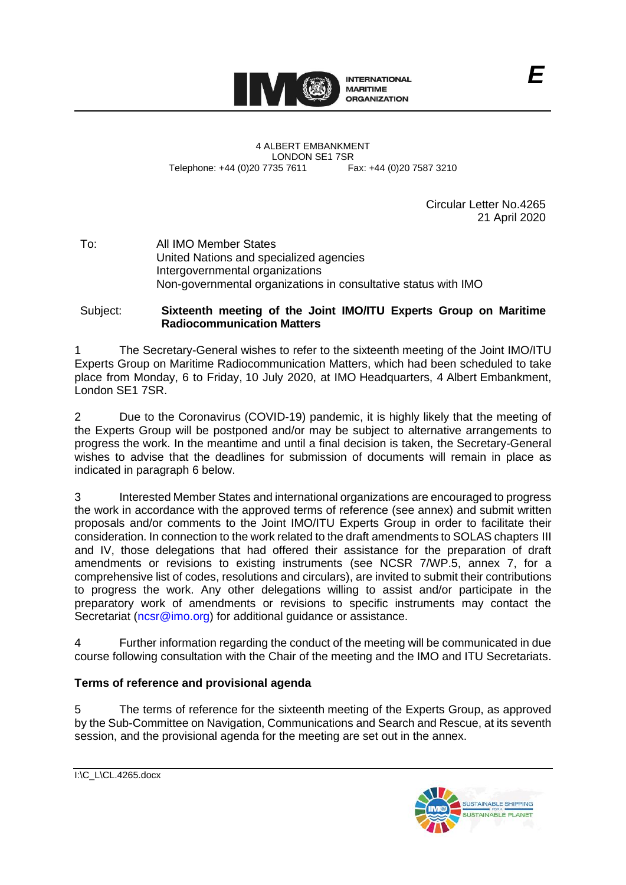INTERNATIONAL MARITIME ORGANIZATION

E

4 ALBERT EMBANKMENT
LONDON SE1 7SR
Telephone: +44 (0)20 7735 7611 Fax: +44 (0)20 7587 3210

Circular Letter No.4265
21 April 2020

To: All IMO Member States
United Nations and specialized agencies
Intergovernmental organizations
Non-governmental organizations in consultative status with IMO

Subject: **Sixteenth meeting of the Joint IMO/ITU Experts Group on Maritime Radiocommunication Matters**

1 The Secretary-General wishes to refer to the sixteenth meeting of the Joint IMO/ITU Experts Group on Maritime Radiocommunication Matters, which had been scheduled to take place from Monday, 6 to Friday, 10 July 2020, at IMO Headquarters, 4 Albert Embankment, London SE1 7SR.

2 Due to the Coronavirus (COVID-19) pandemic, it is highly likely that the meeting of the Experts Group will be postponed and/or may be subject to alternative arrangements to progress the work. In the meantime and until a final decision is taken, the Secretary-General wishes to advise that the deadlines for submission of documents will remain in place as indicated in paragraph 6 below.

3 Interested Member States and international organizations are encouraged to progress the work in accordance with the approved terms of reference (see annex) and submit written proposals and/or comments to the Joint IMO/ITU Experts Group in order to facilitate their consideration. In connection to the work related to the draft amendments to SOLAS chapters III and IV, those delegations that had offered their assistance for the preparation of draft amendments or revisions to existing instruments (see NCSR 7/WP.5, annex 7, for a comprehensive list of codes, resolutions and circulars), are invited to submit their contributions to progress the work. Any other delegations willing to assist and/or participate in the preparatory work of amendments or revisions to specific instruments may contact the Secretariat (ncsr@imo.org) for additional guidance or assistance.

4 Further information regarding the conduct of the meeting will be communicated in due course following consultation with the Chair of the meeting and the IMO and ITU Secretariats.

**Terms of reference and provisional agenda**

5 The terms of reference for the sixteenth meeting of the Experts Group, as approved by the Sub-Committee on Navigation, Communications and Search and Rescue, at its seventh session, and the provisional agenda for the meeting are set out in the annex.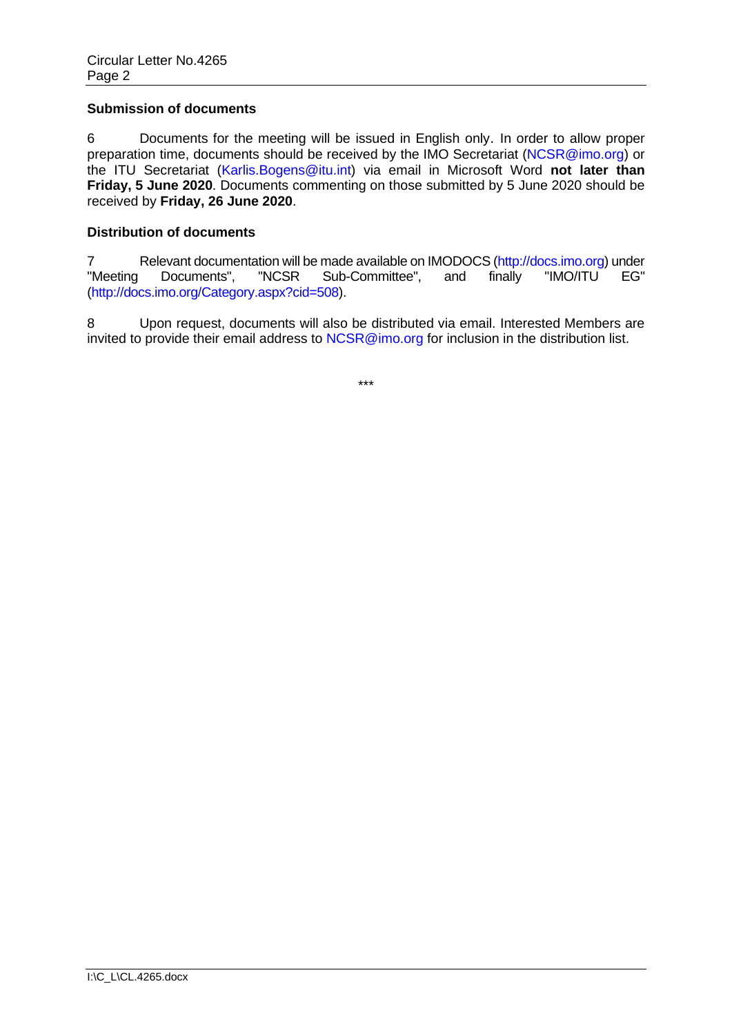**Submission of documents**

6 Documents for the meeting will be issued in English only. In order to allow proper preparation time, documents should be received by the IMO Secretariat (NCSR@imo.org) or the ITU Secretariat (Karlis.Bogens@itu.int) via email in Microsoft Word **not later than Friday, 5 June 2020**. Documents commenting on those submitted by 5 June 2020 should be received by **Friday, 26 June 2020**.

**Distribution of documents**

7 Relevant documentation will be made available on IMODOCS (http://docs.imo.org) under "Meeting Documents", "NCSR Sub-Committee", and finally "IMO/ITU EG" (http://docs.imo.org/Category.aspx?cid=508).

8 Upon request, documents will also be distributed via email. Interested Members are invited to provide their email address to NCSR@imo.org for inclusion in the distribution list.

***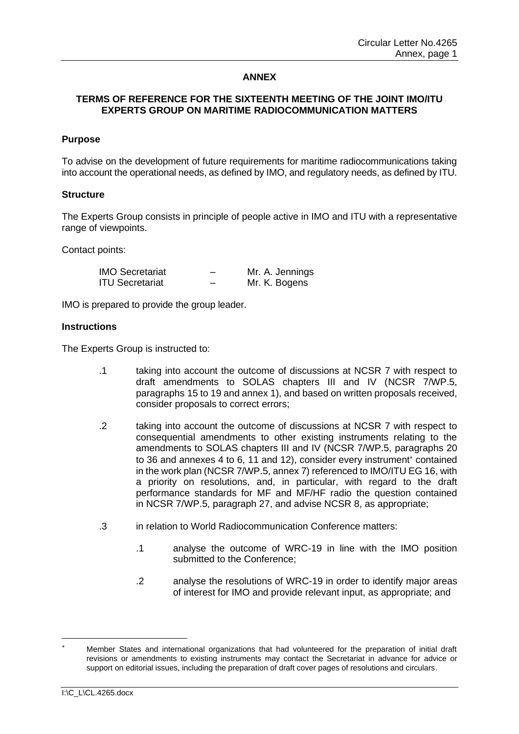## ANNEX

### TERMS OF REFERENCE FOR THE SIXTEENTH MEETING OF THE JOINT IMO/ITU EXPERTS GROUP ON MARITIME RADIOCOMMUNICATION MATTERS

**Purpose**

To advise on the development of future requirements for maritime radiocommunications taking into account the operational needs, as defined by IMO, and regulatory needs, as defined by ITU.

**Structure**

The Experts Group consists in principle of people active in IMO and ITU with a representative range of viewpoints.

Contact points:

| | | |
|---|---|---|
| IMO Secretariat | – | Mr. A. Jennings |
| ITU Secretariat | – | Mr. K. Bogens |

IMO is prepared to provide the group leader.

**Instructions**

The Experts Group is instructed to:

.1 taking into account the outcome of discussions at NCSR 7 with respect to draft amendments to SOLAS chapters III and IV (NCSR 7/WP.5, paragraphs 15 to 19 and annex 1), and based on written proposals received, consider proposals to correct errors;

.2 taking into account the outcome of discussions at NCSR 7 with respect to consequential amendments to other existing instruments relating to the amendments to SOLAS chapters III and IV (NCSR 7/WP.5, paragraphs 20 to 36 and annexes 4 to 6, 11 and 12), consider every instrument* contained in the work plan (NCSR 7/WP.5, annex 7) referenced to IMO/ITU EG 16, with a priority on resolutions, and, in particular, with regard to the draft performance standards for MF and MF/HF radio the question contained in NCSR 7/WP.5, paragraph 27, and advise NCSR 8, as appropriate;

.3 in relation to World Radiocommunication Conference matters:

.1 analyse the outcome of WRC-19 in line with the IMO position submitted to the Conference;

.2 analyse the resolutions of WRC-19 in order to identify major areas of interest for IMO and provide relevant input, as appropriate; and

---

* Member States and international organizations that had volunteered for the preparation of initial draft revisions or amendments to existing instruments may contact the Secretariat in advance for advice or support on editorial issues, including the preparation of draft cover pages of resolutions and circulars.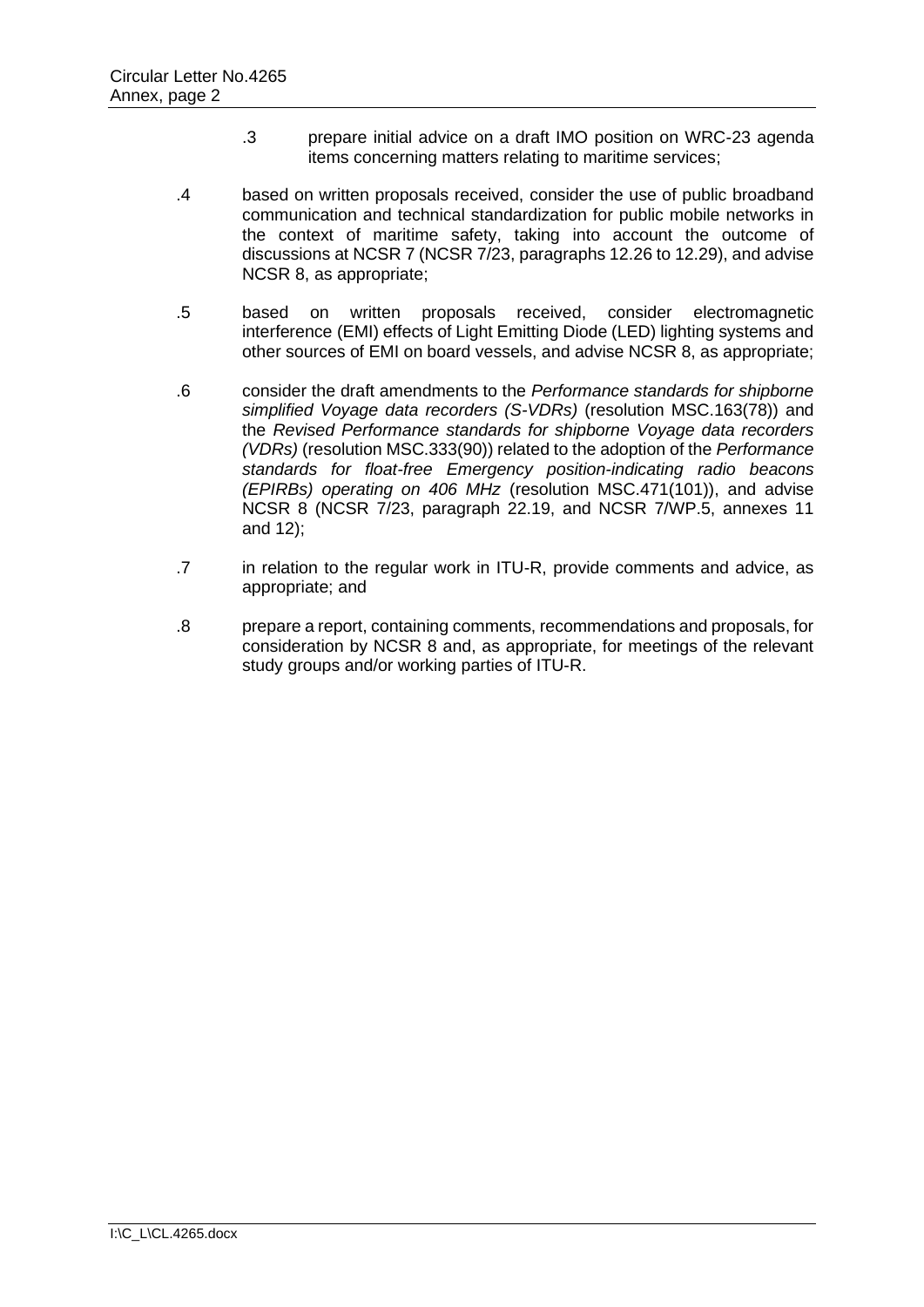.3 prepare initial advice on a draft IMO position on WRC-23 agenda items concerning matters relating to maritime services;

.4 based on written proposals received, consider the use of public broadband communication and technical standardization for public mobile networks in the context of maritime safety, taking into account the outcome of discussions at NCSR 7 (NCSR 7/23, paragraphs 12.26 to 12.29), and advise NCSR 8, as appropriate;

.5 based on written proposals received, consider electromagnetic interference (EMI) effects of Light Emitting Diode (LED) lighting systems and other sources of EMI on board vessels, and advise NCSR 8, as appropriate;

.6 consider the draft amendments to the *Performance standards for shipborne simplified Voyage data recorders (S-VDRs)* (resolution MSC.163(78)) and the *Revised Performance standards for shipborne Voyage data recorders (VDRs)* (resolution MSC.333(90)) related to the adoption of the *Performance standards for float-free Emergency position-indicating radio beacons (EPIRBs) operating on 406 MHz* (resolution MSC.471(101)), and advise NCSR 8 (NCSR 7/23, paragraph 22.19, and NCSR 7/WP.5, annexes 11 and 12);

.7 in relation to the regular work in ITU-R, provide comments and advice, as appropriate; and

.8 prepare a report, containing comments, recommendations and proposals, for consideration by NCSR 8 and, as appropriate, for meetings of the relevant study groups and/or working parties of ITU-R.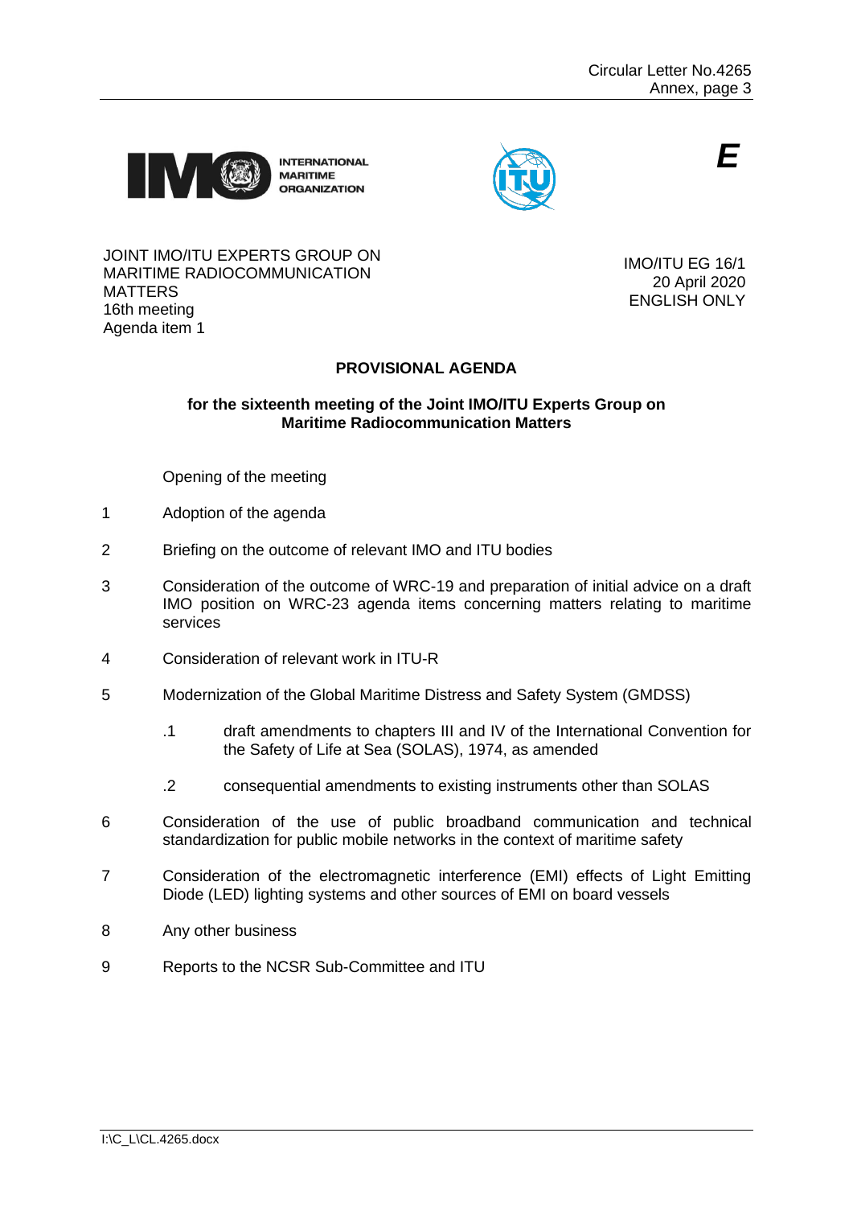**E**

JOINT IMO/ITU EXPERTS GROUP ON MARITIME RADIOCOMMUNICATION MATTERS
16th meeting
Agenda item 1

IMO/ITU EG 16/1
20 April 2020
ENGLISH ONLY

## PROVISIONAL AGENDA

### for the sixteenth meeting of the Joint IMO/ITU Experts Group on Maritime Radiocommunication Matters

Opening of the meeting

1 Adoption of the agenda

2 Briefing on the outcome of relevant IMO and ITU bodies

3 Consideration of the outcome of WRC-19 and preparation of initial advice on a draft IMO position on WRC-23 agenda items concerning matters relating to maritime services

4 Consideration of relevant work in ITU-R

5 Modernization of the Global Maritime Distress and Safety System (GMDSS)

  .1 draft amendments to chapters III and IV of the International Convention for the Safety of Life at Sea (SOLAS), 1974, as amended

  .2 consequential amendments to existing instruments other than SOLAS

6 Consideration of the use of public broadband communication and technical standardization for public mobile networks in the context of maritime safety

7 Consideration of the electromagnetic interference (EMI) effects of Light Emitting Diode (LED) lighting systems and other sources of EMI on board vessels

8 Any other business

9 Reports to the NCSR Sub-Committee and ITU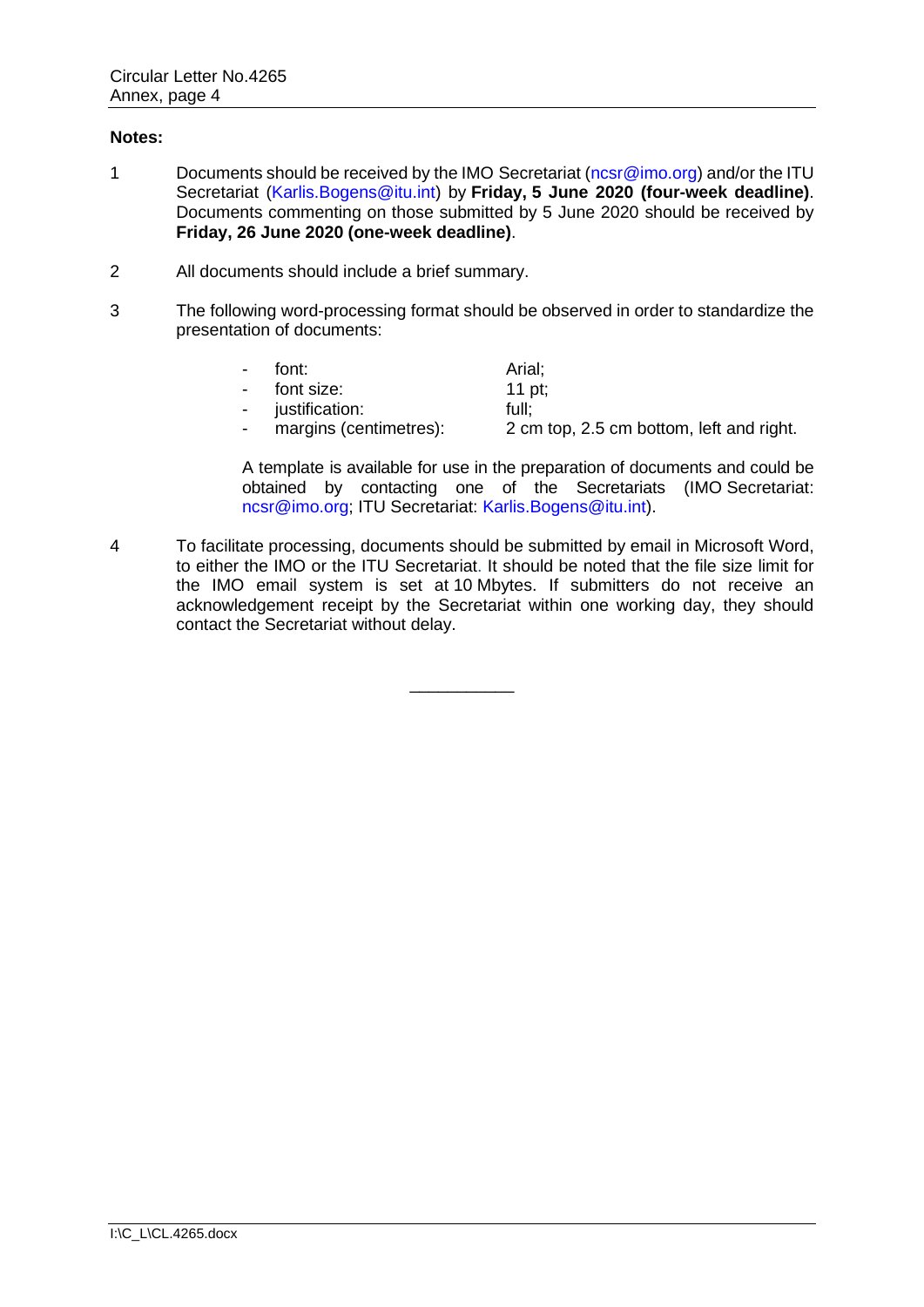**Notes:**

1 Documents should be received by the IMO Secretariat (ncsr@imo.org) and/or the ITU Secretariat (Karlis.Bogens@itu.int) by **Friday, 5 June 2020 (four-week deadline)**. Documents commenting on those submitted by 5 June 2020 should be received by **Friday, 26 June 2020 (one-week deadline)**.

2 All documents should include a brief summary.

3 The following word-processing format should be observed in order to standardize the presentation of documents:

- font: Arial;
- font size: 11 pt;
- justification: full;
- margins (centimetres): 2 cm top, 2.5 cm bottom, left and right.

A template is available for use in the preparation of documents and could be obtained by contacting one of the Secretariats (IMO Secretariat: ncsr@imo.org; ITU Secretariat: Karlis.Bogens@itu.int).

4 To facilitate processing, documents should be submitted by email in Microsoft Word, to either the IMO or the ITU Secretariat. It should be noted that the file size limit for the IMO email system is set at 10 Mbytes. If submitters do not receive an acknowledgement receipt by the Secretariat within one working day, they should contact the Secretariat without delay.

___________